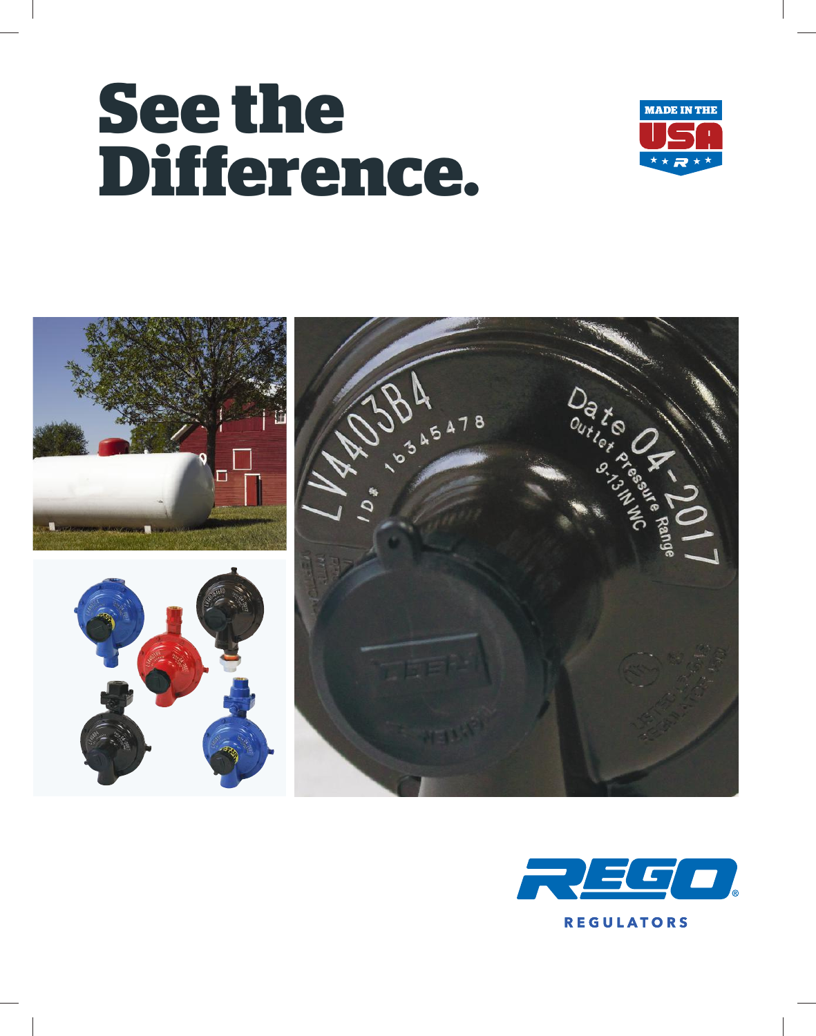# See the Difference.

MADE IN THE USA

REGO

REGULATORS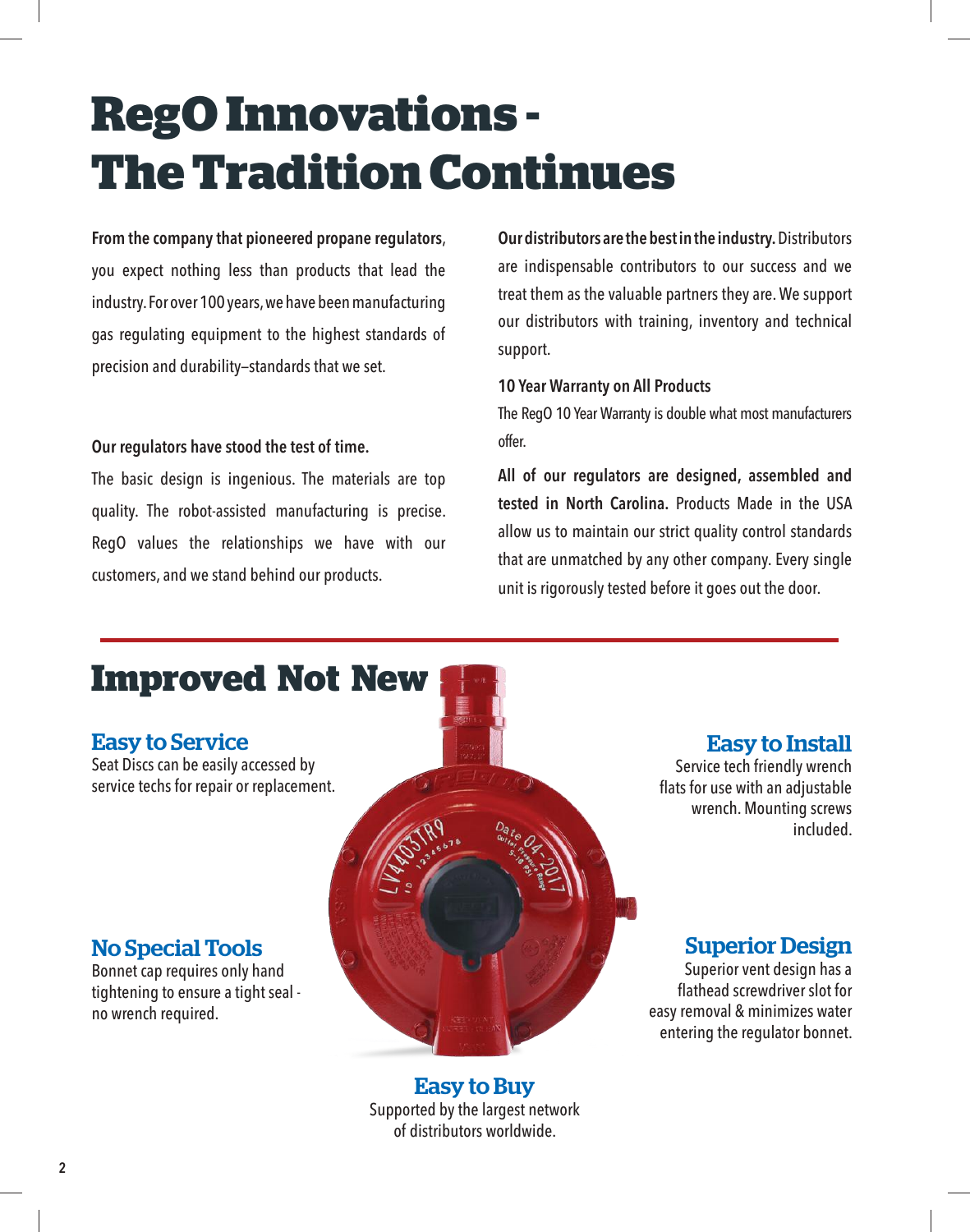# RegO Innovations - The Tradition Continues

**From the company that pioneered propane regulators**, you expect nothing less than products that lead the industry. For over 100 years, we have been manufacturing gas regulating equipment to the highest standards of precision and durability–standards that we set.

**Our regulators have stood the test of time.**

The basic design is ingenious. The materials are top quality. The robot-assisted manufacturing is precise. RegO values the relationships we have with our customers, and we stand behind our products.

**Our distributors are the best in the industry.** Distributors are indispensable contributors to our success and we treat them as the valuable partners they are. We support our distributors with training, inventory and technical support.

**10 Year Warranty on All Products**

The RegO 10 Year Warranty is double what most manufacturers offer.

**All of our regulators are designed, assembled and tested in North Carolina.** Products Made in the USA allow us to maintain our strict quality control standards that are unmatched by any other company. Every single unit is rigorously tested before it goes out the door.

## Improved Not New

### Easy to Service

Seat Discs can be easily accessed by service techs for repair or replacement.

### No Special Tools

Bonnet cap requires only hand tightening to ensure a tight seal - no wrench required.

### Easy to Install

Service tech friendly wrench flats for use with an adjustable wrench. Mounting screws included.

### Superior Design

Superior vent design has a flathead screwdriver slot for easy removal & minimizes water entering the regulator bonnet.

### Easy to Buy

Supported by the largest network of distributors worldwide.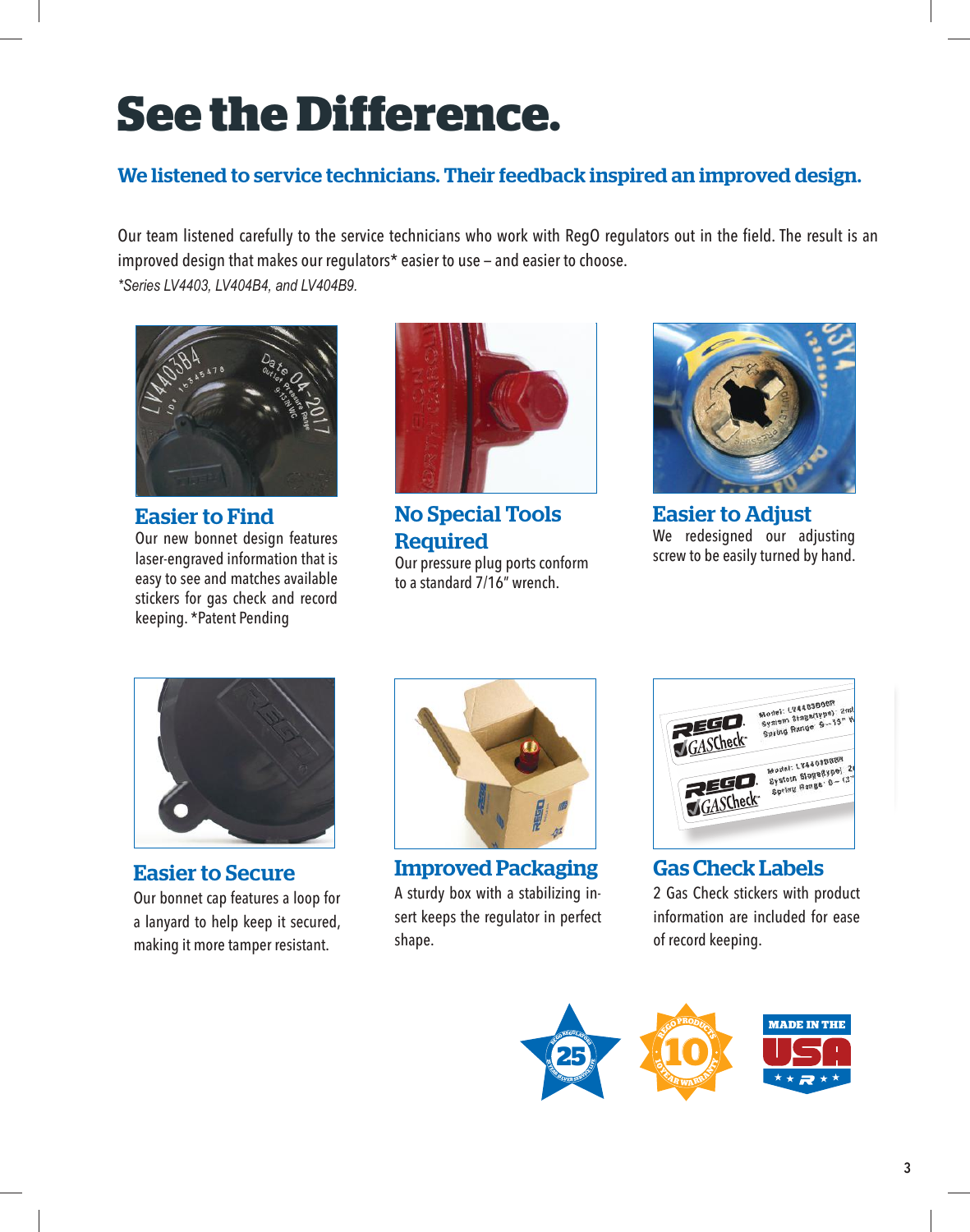# See the Difference.

## We listened to service technicians. Their feedback inspired an improved design.

Our team listened carefully to the service technicians who work with RegO regulators out in the field. The result is an improved design that makes our regulators* easier to use – and easier to choose.

*\*Series LV4403, LV404B4, and LV404B9.*

### Easier to Find

Our new bonnet design features laser-engraved information that is easy to see and matches available stickers for gas check and record keeping. *Patent Pending

### No Special Tools Required

Our pressure plug ports conform to a standard 7/16″ wrench.

### Easier to Adjust

We redesigned our adjusting screw to be easily turned by hand.

### Easier to Secure

Our bonnet cap features a loop for a lanyard to help keep it secured, making it more tamper resistant.

### Improved Packaging

A sturdy box with a stabilizing insert keeps the regulator in perfect shape.

### Gas Check Labels

2 Gas Check stickers with product information are included for ease of record keeping.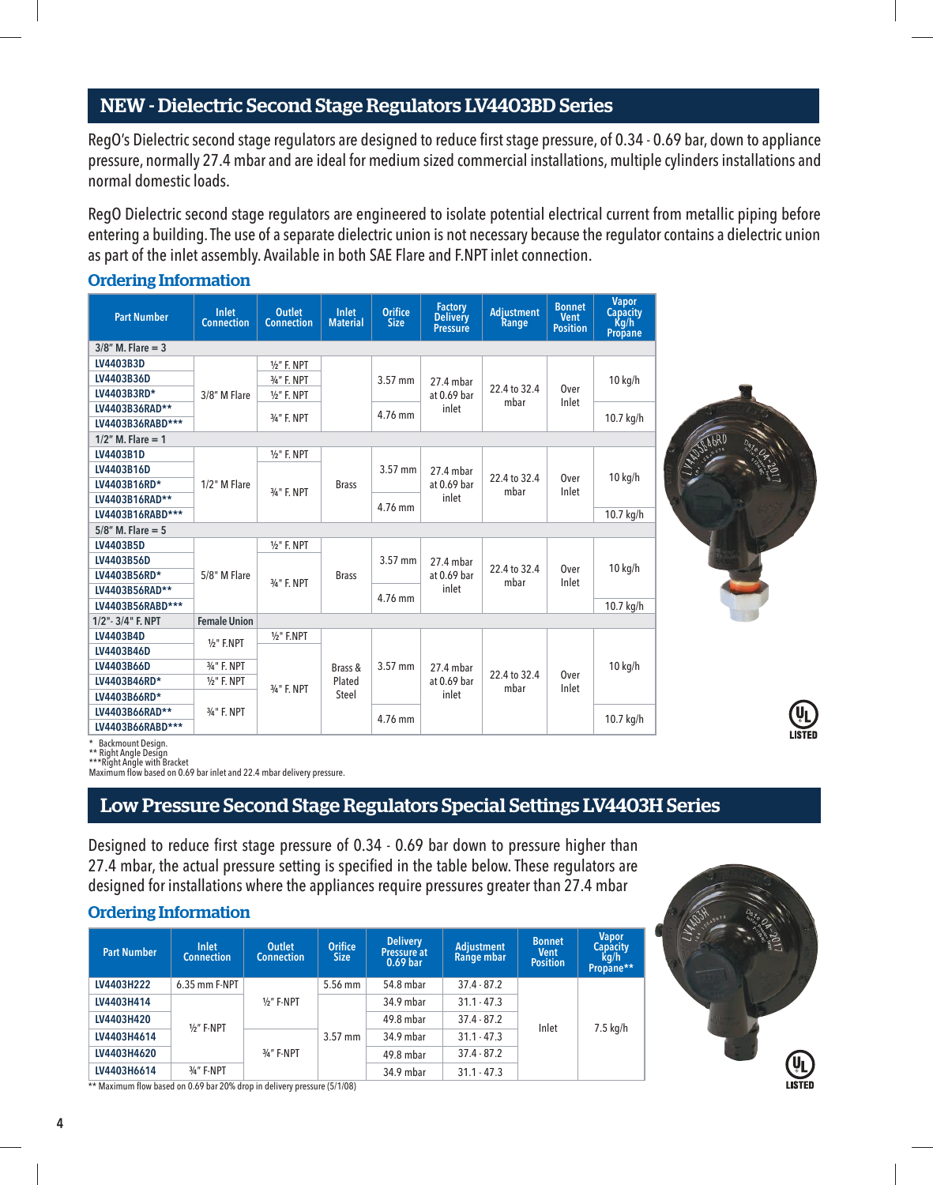## NEW - Dielectric Second Stage Regulators LV4403BD Series

RegO's Dielectric second stage regulators are designed to reduce first stage pressure, of 0.34 - 0.69 bar, down to appliance pressure, normally 27.4 mbar and are ideal for medium sized commercial installations, multiple cylinders installations and normal domestic loads.

RegO Dielectric second stage regulators are engineered to isolate potential electrical current from metallic piping before entering a building. The use of a separate dielectric union is not necessary because the regulator contains a dielectric union as part of the inlet assembly. Available in both SAE Flare and F.NPT inlet connection.

### Ordering Information

| Part Number | Inlet Connection | Outlet Connection | Inlet Material | Orifice Size | Factory Delivery Pressure | Adjustment Range | Bonnet Vent Position | Vapor Capacity Kg/h Propane |
|---|---|---|---|---|---|---|---|---|
| 3/8" M. Flare = 3 | | | | | | | | |
| LV4403B3D | 3/8" M Flare | ½" F. NPT | | 3.57 mm | 27.4 mbar at 0.69 bar inlet | 22.4 to 32.4 mbar | Over Inlet | 10 kg/h |
| LV4403B36D | | ¾" F. NPT | | | | | | |
| LV4403B3RD* | | ½" F. NPT | | | | | | |
| LV4403B36RAD** | | ¾" F. NPT | | 4.76 mm | | | | 10.7 kg/h |
| LV4403B36RABD*** | | | | | | | | |
| 1/2" M. Flare = 1 | | | | | | | | |
| LV4403B1D | 1/2" M Flare | ½" F. NPT | Brass | 3.57 mm | 27.4 mbar at 0.69 bar inlet | 22.4 to 32.4 mbar | Over Inlet | 10 kg/h |
| LV4403B16D | | ¾" F. NPT | | | | | | |
| LV4403B16RD* | | | | | | | | |
| LV4403B16RAD** | | | | 4.76 mm | | | | |
| LV4403B16RABD*** | | | | | | | | 10.7 kg/h |
| 5/8" M. Flare = 5 | | | | | | | | |
| LV4403B5D | 5/8" M Flare | ½" F. NPT | Brass | 3.57 mm | 27.4 mbar at 0.69 bar inlet | 22.4 to 32.4 mbar | Over Inlet | 10 kg/h |
| LV4403B56D | | ¾" F. NPT | | | | | | |
| LV4403B56RD* | | | | | | | | |
| LV4403B56RAD** | | | | 4.76 mm | | | | |
| LV4403B56RABD*** | | | | | | | | 10.7 kg/h |
| 1/2"- 3/4" F. NPT | Female Union | | | | | | | |
| LV4403B4D | ½" F.NPT | ½" F.NPT | Brass & Plated Steel | 3.57 mm | 27.4 mbar at 0.69 bar inlet | 22.4 to 32.4 mbar | Over Inlet | 10 kg/h |
| LV4403B46D | | ¾" F. NPT | | | | | | |
| LV4403B66D | ¾" F. NPT | | | | | | | |
| LV4403B46RD* | ½" F. NPT | | | | | | | |
| LV4403B66RD* | ¾" F. NPT | | | | | | | |
| LV4403B66RAD** | | | | 4.76 mm | | | | 10.7 kg/h |
| LV4403B66RABD*** | | | | | | | | |

\* Backmount Design.
** Right Angle Design
***Right Angle with Bracket
Maximum flow based on 0.69 bar inlet and 22.4 mbar delivery pressure.

UL LISTED

## Low Pressure Second Stage Regulators Special Settings LV4403H Series

Designed to reduce first stage pressure of 0.34 - 0.69 bar down to pressure higher than 27.4 mbar, the actual pressure setting is specified in the table below. These regulators are designed for installations where the appliances require pressures greater than 27.4 mbar

### Ordering Information

| Part Number | Inlet Connection | Outlet Connection | Orifice Size | Delivery Pressure at 0.69 bar | Adjustment Range mbar | Bonnet Vent Position | Vapor Capacity kg/h Propane** |
|---|---|---|---|---|---|---|---|
| LV4403H222 | 6.35 mm F-NPT | ½" F-NPT | 5.56 mm | 54.8 mbar | 37.4 - 87.2 | Inlet | 7.5 kg/h |
| LV4403H414 | ½" F-NPT | | 3.57 mm | 34.9 mbar | 31.1 - 47.3 | | |
| LV4403H420 | | | | 49.8 mbar | 37.4 - 87.2 | | |
| LV4403H4614 | | ¾" F-NPT | | 34.9 mbar | 31.1 - 47.3 | | |
| LV4403H4620 | | | | 49.8 mbar | 37.4 - 87.2 | | |
| LV4403H6614 | ¾" F-NPT | | | 34.9 mbar | 31.1 - 47.3 | | |

** Maximum flow based on 0.69 bar 20% drop in delivery pressure (5/1/08)

UL LISTED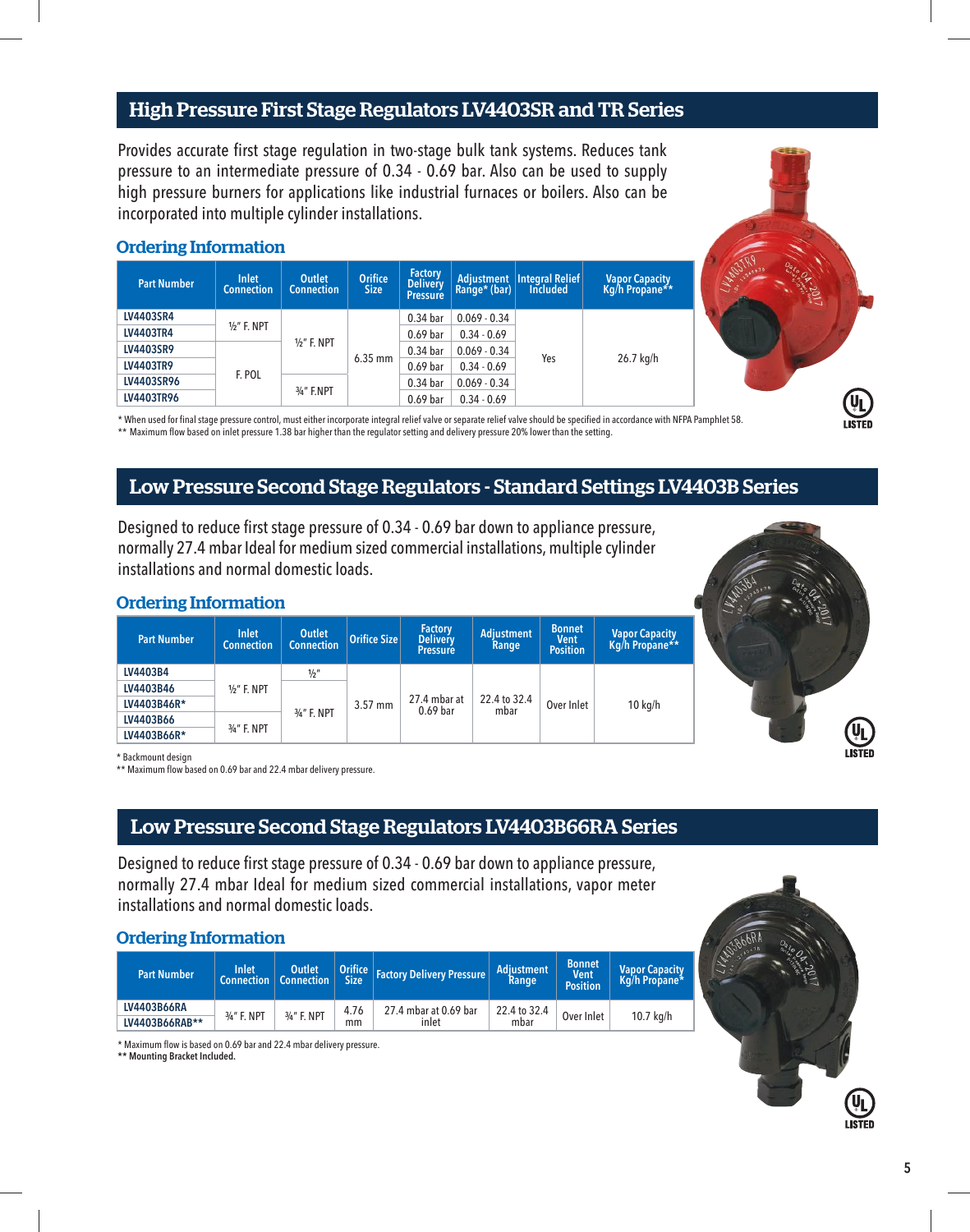## High Pressure First Stage Regulators LV4403SR and TR Series

Provides accurate first stage regulation in two-stage bulk tank systems. Reduces tank pressure to an intermediate pressure of 0.34 - 0.69 bar. Also can be used to supply high pressure burners for applications like industrial furnaces or boilers. Also can be incorporated into multiple cylinder installations.

### Ordering Information

| Part Number | Inlet Connection | Outlet Connection | Orifice Size | Factory Delivery Pressure | Adjustment Range* (bar) | Integral Relief Included | Vapor Capacity Kg/h Propane** |
|---|---|---|---|---|---|---|---|
| LV4403SR4 | ½" F. NPT | ½" F. NPT | 6.35 mm | 0.34 bar | 0.069 - 0.34 | Yes | 26.7 kg/h |
| LV4403TR4 | | | | 0.69 bar | 0.34 - 0.69 | | |
| LV4403SR9 | F. POL | | | 0.34 bar | 0.069 - 0.34 | | |
| LV4403TR9 | | | | 0.69 bar | 0.34 - 0.69 | | |
| LV4403SR96 | | ¾" F.NPT | | 0.34 bar | 0.069 - 0.34 | | |
| LV4403TR96 | | | | 0.69 bar | 0.34 - 0.69 | | |

* When used for final stage pressure control, must either incorporate integral relief valve or separate relief valve should be specified in accordance with NFPA Pamphlet 58.
** Maximum flow based on inlet pressure 1.38 bar higher than the regulator setting and delivery pressure 20% lower than the setting.

## Low Pressure Second Stage Regulators - Standard Settings LV4403B Series

Designed to reduce first stage pressure of 0.34 - 0.69 bar down to appliance pressure, normally 27.4 mbar Ideal for medium sized commercial installations, multiple cylinder installations and normal domestic loads.

### Ordering Information

| Part Number | Inlet Connection | Outlet Connection | Orifice Size | Factory Delivery Pressure | Adjustment Range | Bonnet Vent Position | Vapor Capacity Kg/h Propane** |
|---|---|---|---|---|---|---|---|
| LV4403B4 | ½" F. NPT | ½" | 3.57 mm | 27.4 mbar at 0.69 bar | 22.4 to 32.4 mbar | Over Inlet | 10 kg/h |
| LV4403B46 | | ¾" F. NPT | | | | | |
| LV4403B46R* | | | | | | | |
| LV4403B66 | ¾" F. NPT | | | | | | |
| LV4403B66R* | | | | | | | |

* Backmount design
** Maximum flow based on 0.69 bar and 22.4 mbar delivery pressure.

## Low Pressure Second Stage Regulators LV4403B66RA Series

Designed to reduce first stage pressure of 0.34 - 0.69 bar down to appliance pressure, normally 27.4 mbar Ideal for medium sized commercial installations, vapor meter installations and normal domestic loads.

### Ordering Information

| Part Number | Inlet Connection | Outlet Connection | Orifice Size | Factory Delivery Pressure | Adjustment Range | Bonnet Vent Position | Vapor Capacity Kg/h Propane* |
|---|---|---|---|---|---|---|---|
| LV4403B66RA | ¾" F. NPT | ¾" F. NPT | 4.76 mm | 27.4 mbar at 0.69 bar inlet | 22.4 to 32.4 mbar | Over Inlet | 10.7 kg/h |
| LV4403B66RAB** | | | | | | | |

* Maximum flow is based on 0.69 bar and 22.4 mbar delivery pressure.
**** Mounting Bracket Included.**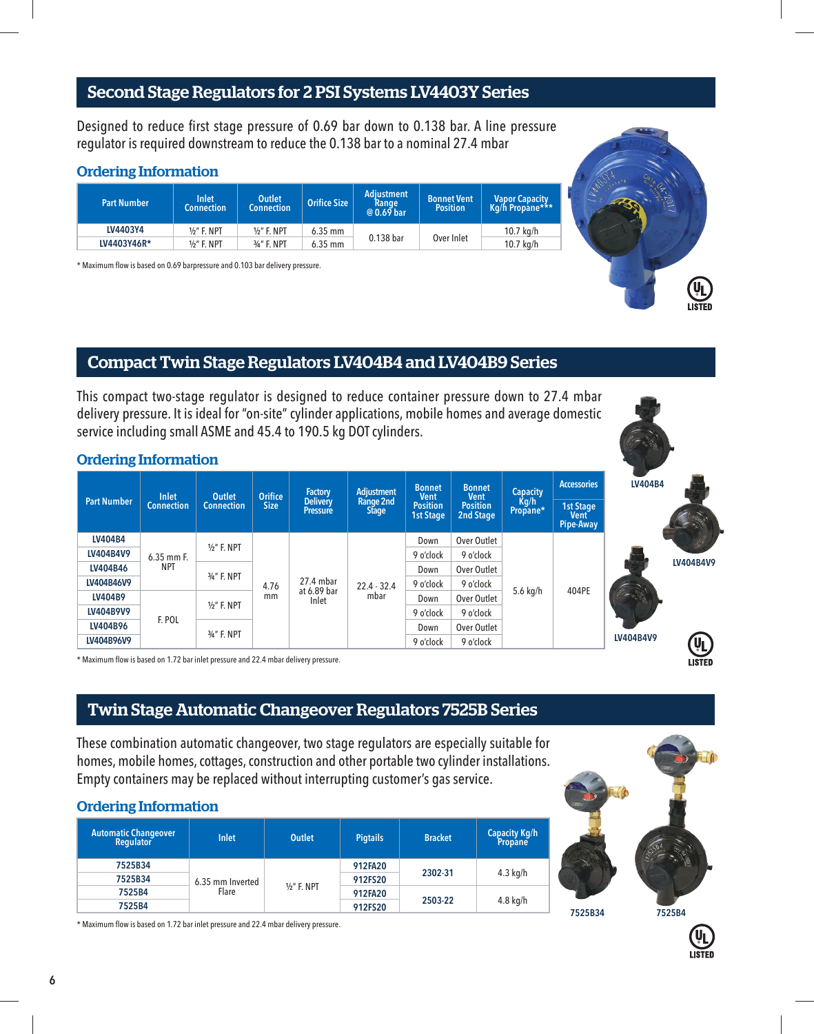## Second Stage Regulators for 2 PSI Systems LV4403Y Series

Designed to reduce first stage pressure of 0.69 bar down to 0.138 bar. A line pressure regulator is required downstream to reduce the 0.138 bar to a nominal 27.4 mbar

### Ordering Information

| Part Number | Inlet Connection | Outlet Connection | Orifice Size | Adjustment Range @ 0.69 bar | Bonnet Vent Position | Vapor Capacity Kg/h Propane*** |
|---|---|---|---|---|---|---|
| LV4403Y4 | ½" F. NPT | ½" F. NPT | 6.35 mm | 0.138 bar | Over Inlet | 10.7 kg/h |
| LV4403Y46R* | ½" F. NPT | ¾" F. NPT | 6.35 mm | | | 10.7 kg/h |

* Maximum flow is based on 0.69 barpressure and 0.103 bar delivery pressure.

LISTED

## Compact Twin Stage Regulators LV404B4 and LV404B9 Series

This compact two-stage regulator is designed to reduce container pressure down to 27.4 mbar delivery pressure. It is ideal for "on-site" cylinder applications, mobile homes and average domestic service including small ASME and 45.4 to 190.5 kg DOT cylinders.

### Ordering Information

| Part Number | Inlet Connection | Outlet Connection | Orifice Size | Factory Delivery Pressure | Adjustment Range 2nd Stage | Bonnet Vent Position 1st Stage | Bonnet Vent Position 2nd Stage | Capacity Kg/h Propane* | Accessories |
|---|---|---|---|---|---|---|---|---|---|
| | | | | | | | | | 1st Stage Vent Pipe-Away |
| LV404B4 | 6.35 mm F. NPT | ½" F. NPT | 4.76 mm | 27.4 mbar at 6.89 bar Inlet | 22.4 - 32.4 mbar | Down | Over Outlet | 5.6 kg/h | 404PE |
| LV404B4V9 | | | | | | 9 o'clock | 9 o'clock | | |
| LV404B46 | | ¾" F. NPT | | | | Down | Over Outlet | | |
| LV404B46V9 | | | | | | 9 o'clock | 9 o'clock | | |
| LV404B9 | F. POL | ½" F. NPT | | | | Down | Over Outlet | | |
| LV404B9V9 | | | | | | 9 o'clock | 9 o'clock | | |
| LV404B96 | | ¾" F. NPT | | | | Down | Over Outlet | | |
| LV404B96V9 | | | | | | 9 o'clock | 9 o'clock | | |

* Maximum flow is based on 1.72 bar inlet pressure and 22.4 mbar delivery pressure.

LV404B4

LV404B4V9

LV404B4V9

LISTED

## Twin Stage Automatic Changeover Regulators 7525B Series

These combination automatic changeover, two stage regulators are especially suitable for homes, mobile homes, cottages, construction and other portable two cylinder installations. Empty containers may be replaced without interrupting customer's gas service.

### Ordering Information

| Automatic Changeover Regulator | Inlet | Outlet | Pigtails | Bracket | Capacity Kg/h Propane |
|---|---|---|---|---|---|
| 7525B34 | 6.35 mm Inverted Flare | ½" F. NPT | 912FA20 | 2302-31 | 4.3 kg/h |
| 7525B34 | | | 912FS20 | | |
| 7525B4 | | | 912FA20 | 2503-22 | 4.8 kg/h |
| 7525B4 | | | 912FS20 | | |

* Maximum flow is based on 1.72 bar inlet pressure and 22.4 mbar delivery pressure.

7525B34

7525B4

LISTED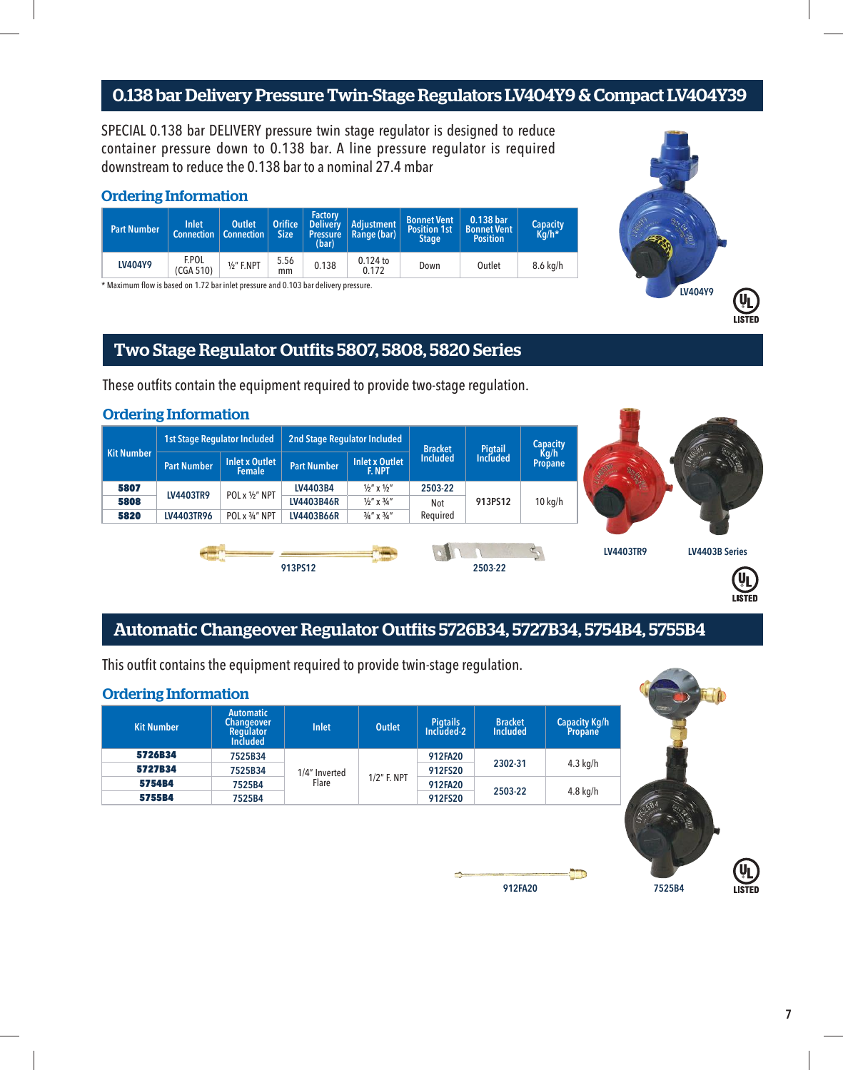## 0.138 bar Delivery Pressure Twin-Stage Regulators LV404Y9 & Compact LV404Y39

SPECIAL 0.138 bar DELIVERY pressure twin stage regulator is designed to reduce container pressure down to 0.138 bar. A line pressure regulator is required downstream to reduce the 0.138 bar to a nominal 27.4 mbar

### Ordering Information

| Part Number | Inlet Connection | Outlet Connection | Orifice Size | Factory Delivery Pressure (bar) | Adjustment Range (bar) | Bonnet Vent Position 1st Stage | 0.138 bar Bonnet Vent Position | Capacity Kg/h* |
|---|---|---|---|---|---|---|---|---|
| LV404Y9 | F.POL (CGA 510) | ½" F.NPT | 5.56 mm | 0.138 | 0.124 to 0.172 | Down | Outlet | 8.6 kg/h |

\* Maximum flow is based on 1.72 bar inlet pressure and 0.103 bar delivery pressure.

LV404Y9

UL LISTED

## Two Stage Regulator Outfits 5807, 5808, 5820 Series

These outfits contain the equipment required to provide two-stage regulation.

### Ordering Information

| Kit Number | 1st Stage Regulator Included | | 2nd Stage Regulator Included | | Bracket Included | Pigtail Included | Capacity Kg/h Propane |
|---|---|---|---|---|---|---|---|
| | Part Number | Inlet x Outlet Female | Part Number | Inlet x Outlet F. NPT | | | |
| 5807 | LV4403TR9 | POL x ½" NPT | LV4403B4 | ½" x ½" | 2503-22 | 913PS12 | 10 kg/h |
| 5808 | LV4403TR9 | POL x ½" NPT | LV4403B46R | ½" x ¾" | Not Required | 913PS12 | 10 kg/h |
| 5820 | LV4403TR96 | POL x ¾" NPT | LV4403B66R | ¾" x ¾" | Not Required | 913PS12 | 10 kg/h |

913PS12

2503-22

LV4403TR9

LV4403B Series

UL LISTED

## Automatic Changeover Regulator Outfits 5726B34, 5727B34, 5754B4, 5755B4

This outfit contains the equipment required to provide twin-stage regulation.

### Ordering Information

| Kit Number | Automatic Changeover Regulator Included | Inlet | Outlet | Pigtails Included-2 | Bracket Included | Capacity Kg/h Propane |
|---|---|---|---|---|---|---|
| 5726B34 | 7525B34 | 1/4" Inverted Flare | 1/2" F. NPT | 912FA20 | 2302-31 | 4.3 kg/h |
| 5727B34 | 7525B34 | 1/4" Inverted Flare | 1/2" F. NPT | 912FS20 | 2302-31 | 4.3 kg/h |
| 5754B4 | 7525B4 | 1/4" Inverted Flare | 1/2" F. NPT | 912FA20 | 2503-22 | 4.8 kg/h |
| 5755B4 | 7525B4 | 1/4" Inverted Flare | 1/2" F. NPT | 912FS20 | 2503-22 | 4.8 kg/h |

912FA20

7525B4

UL LISTED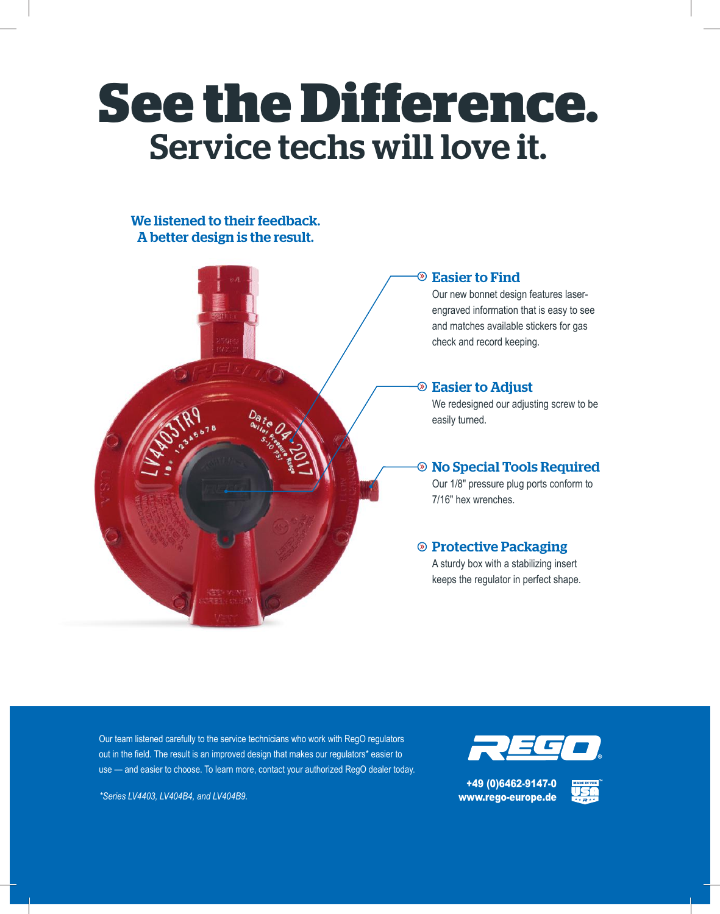# See the Difference.

## Service techs will love it.

**We listened to their feedback.**
**A better design is the result.**

### Easier to Find

Our new bonnet design features laser-engraved information that is easy to see and matches available stickers for gas check and record keeping.

### Easier to Adjust

We redesigned our adjusting screw to be easily turned.

### No Special Tools Required

Our 1/8" pressure plug ports conform to 7/16" hex wrenches.

### Protective Packaging

A sturdy box with a stabilizing insert keeps the regulator in perfect shape.

Our team listened carefully to the service technicians who work with RegO regulators out in the field. The result is an improved design that makes our regulators* easier to use — and easier to choose. To learn more, contact your authorized RegO dealer today.

*\*Series LV4403, LV404B4, and LV404B9.*

REGO®

**+49 (0)6462-9147-0**
**www.rego-europe.de**

MADE IN THE USA